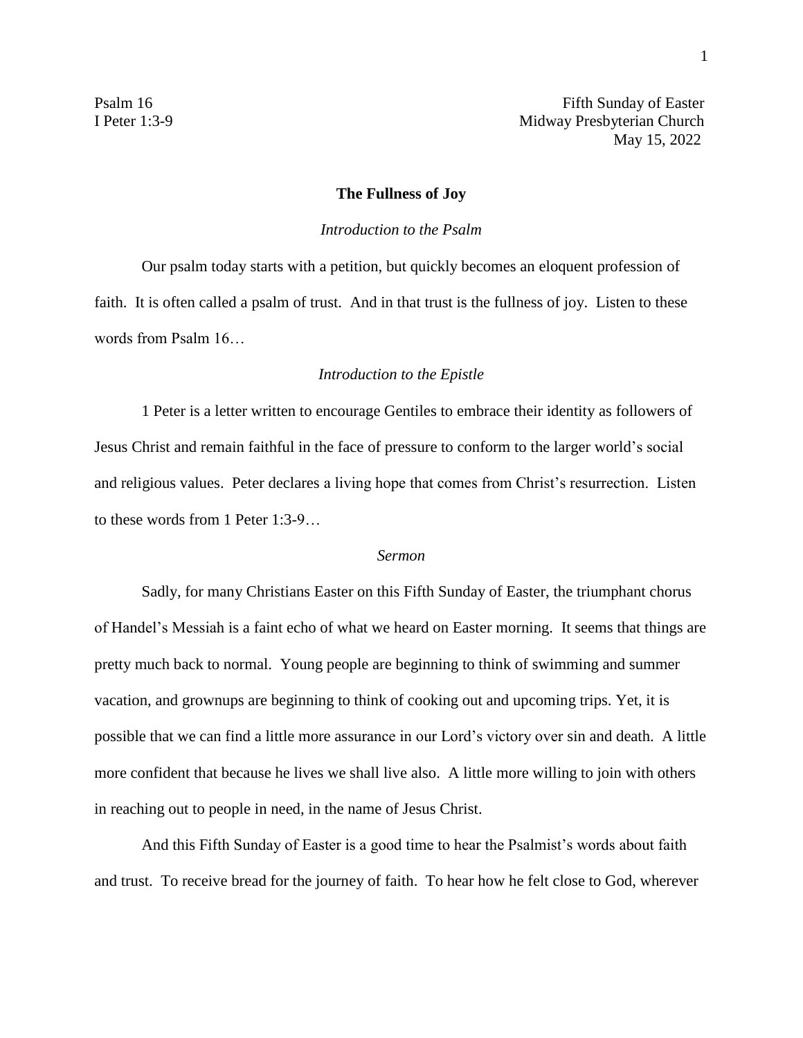Psalm 16
I Peter 1:3-9

Fifth Sunday of Easter
Midway Presbyterian Church
May 15, 2022

**The Fullness of Joy**

*Introduction to the Psalm*

Our psalm today starts with a petition, but quickly becomes an eloquent profession of faith. It is often called a psalm of trust. And in that trust is the fullness of joy. Listen to these words from Psalm 16…

*Introduction to the Epistle*

1 Peter is a letter written to encourage Gentiles to embrace their identity as followers of Jesus Christ and remain faithful in the face of pressure to conform to the larger world's social and religious values. Peter declares a living hope that comes from Christ's resurrection. Listen to these words from 1 Peter 1:3-9…

*Sermon*

Sadly, for many Christians Easter on this Fifth Sunday of Easter, the triumphant chorus of Handel's Messiah is a faint echo of what we heard on Easter morning. It seems that things are pretty much back to normal. Young people are beginning to think of swimming and summer vacation, and grownups are beginning to think of cooking out and upcoming trips. Yet, it is possible that we can find a little more assurance in our Lord's victory over sin and death. A little more confident that because he lives we shall live also. A little more willing to join with others in reaching out to people in need, in the name of Jesus Christ.

And this Fifth Sunday of Easter is a good time to hear the Psalmist's words about faith and trust. To receive bread for the journey of faith. To hear how he felt close to God, wherever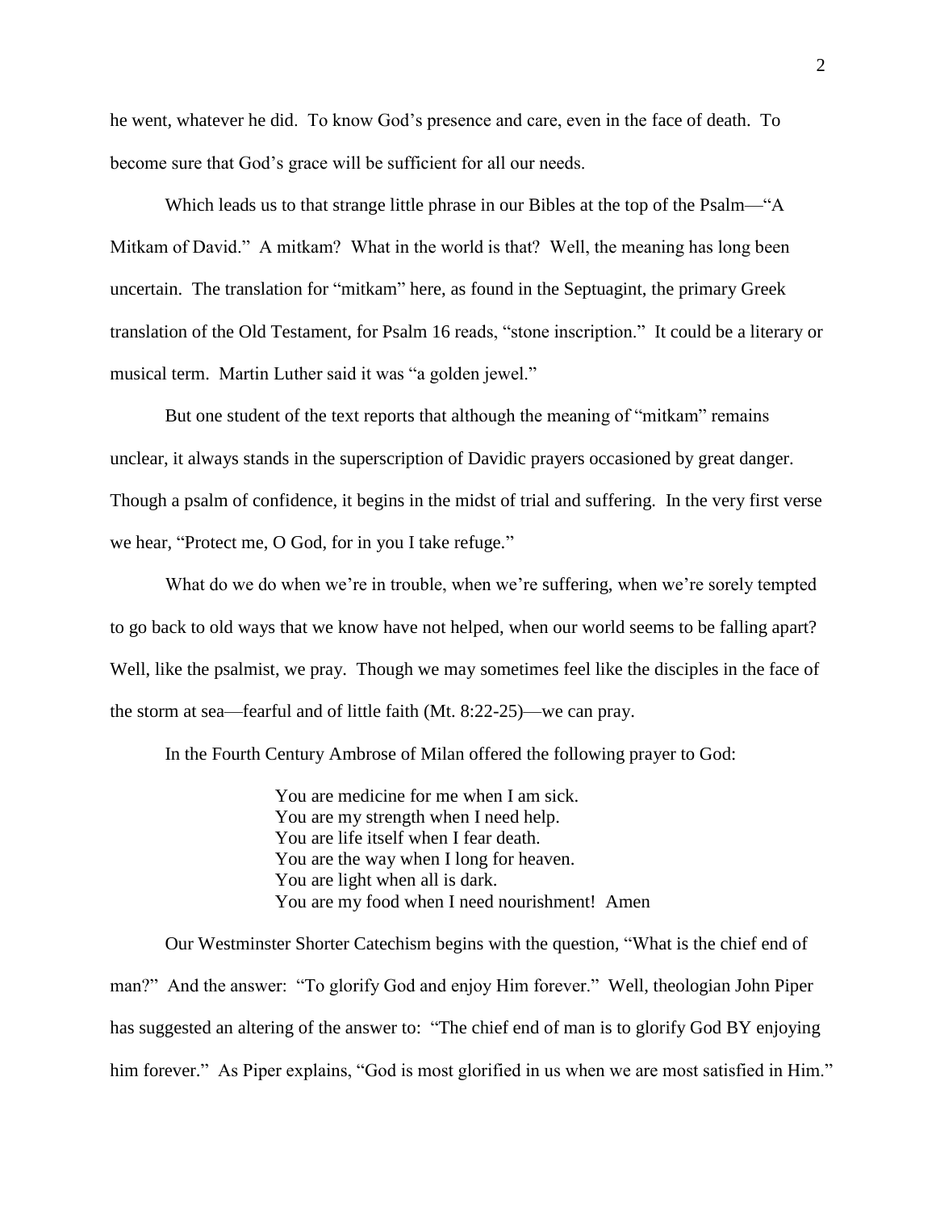he went, whatever he did. To know God's presence and care, even in the face of death. To become sure that God's grace will be sufficient for all our needs.

Which leads us to that strange little phrase in our Bibles at the top of the Psalm—"A Mitkam of David." A mitkam? What in the world is that? Well, the meaning has long been uncertain. The translation for "mitkam" here, as found in the Septuagint, the primary Greek translation of the Old Testament, for Psalm 16 reads, "stone inscription." It could be a literary or musical term. Martin Luther said it was "a golden jewel."

But one student of the text reports that although the meaning of "mitkam" remains unclear, it always stands in the superscription of Davidic prayers occasioned by great danger. Though a psalm of confidence, it begins in the midst of trial and suffering. In the very first verse we hear, "Protect me, O God, for in you I take refuge."

What do we do when we're in trouble, when we're suffering, when we're sorely tempted to go back to old ways that we know have not helped, when our world seems to be falling apart? Well, like the psalmist, we pray. Though we may sometimes feel like the disciples in the face of the storm at sea—fearful and of little faith (Mt. 8:22-25)—we can pray.

In the Fourth Century Ambrose of Milan offered the following prayer to God:

> You are medicine for me when I am sick.
> You are my strength when I need help.
> You are life itself when I fear death.
> You are the way when I long for heaven.
> You are light when all is dark.
> You are my food when I need nourishment! Amen

Our Westminster Shorter Catechism begins with the question, "What is the chief end of man?" And the answer: "To glorify God and enjoy Him forever." Well, theologian John Piper has suggested an altering of the answer to: "The chief end of man is to glorify God BY enjoying him forever." As Piper explains, "God is most glorified in us when we are most satisfied in Him."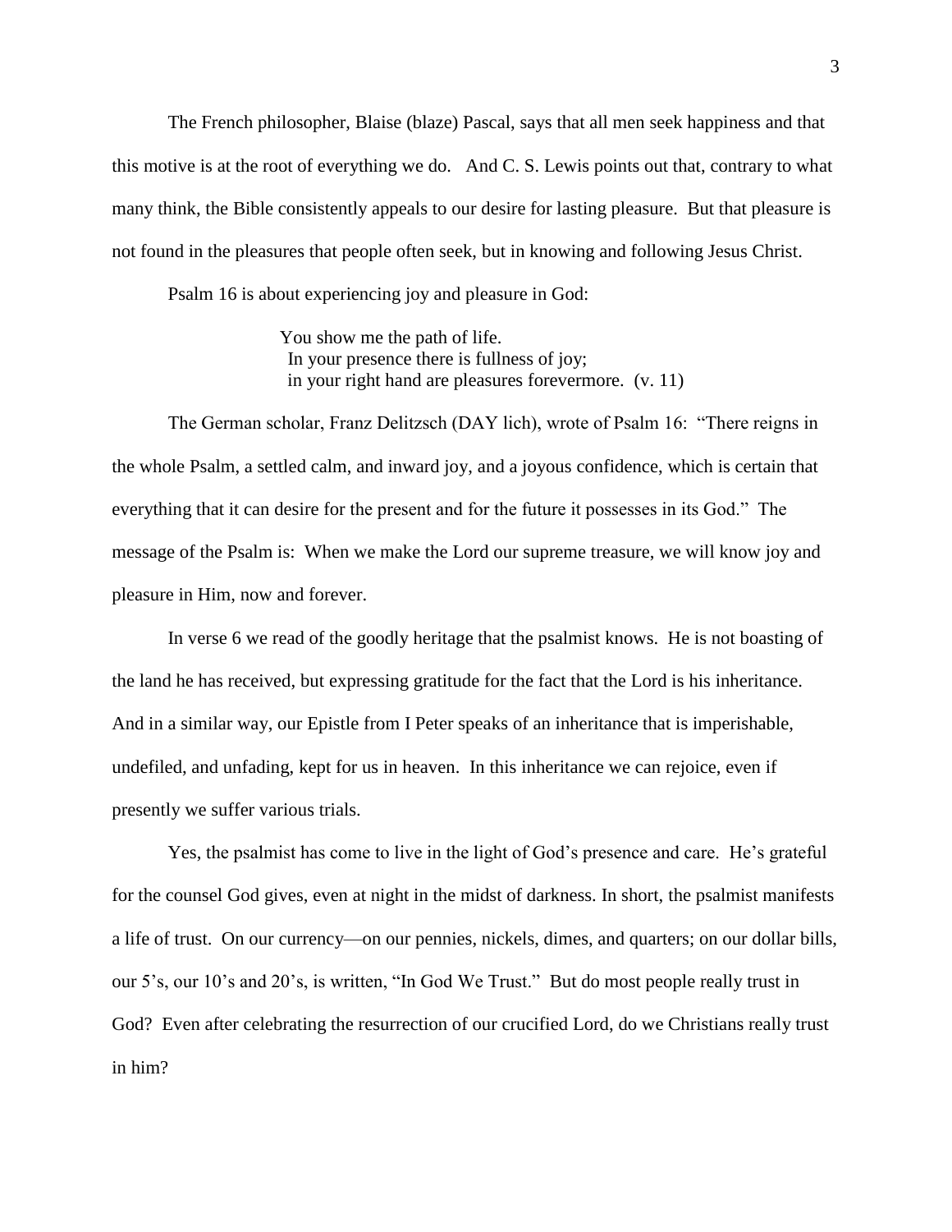The French philosopher, Blaise (blaze) Pascal, says that all men seek happiness and that this motive is at the root of everything we do. And C. S. Lewis points out that, contrary to what many think, the Bible consistently appeals to our desire for lasting pleasure. But that pleasure is not found in the pleasures that people often seek, but in knowing and following Jesus Christ.

Psalm 16 is about experiencing joy and pleasure in God:

> You show me the path of life.
> In your presence there is fullness of joy;
> in your right hand are pleasures forevermore. (v. 11)

The German scholar, Franz Delitzsch (DAY lich), wrote of Psalm 16: "There reigns in the whole Psalm, a settled calm, and inward joy, and a joyous confidence, which is certain that everything that it can desire for the present and for the future it possesses in its God." The message of the Psalm is: When we make the Lord our supreme treasure, we will know joy and pleasure in Him, now and forever.

In verse 6 we read of the goodly heritage that the psalmist knows. He is not boasting of the land he has received, but expressing gratitude for the fact that the Lord is his inheritance. And in a similar way, our Epistle from I Peter speaks of an inheritance that is imperishable, undefiled, and unfading, kept for us in heaven. In this inheritance we can rejoice, even if presently we suffer various trials.

Yes, the psalmist has come to live in the light of God's presence and care. He's grateful for the counsel God gives, even at night in the midst of darkness. In short, the psalmist manifests a life of trust. On our currency—on our pennies, nickels, dimes, and quarters; on our dollar bills, our 5's, our 10's and 20's, is written, "In God We Trust." But do most people really trust in God? Even after celebrating the resurrection of our crucified Lord, do we Christians really trust in him?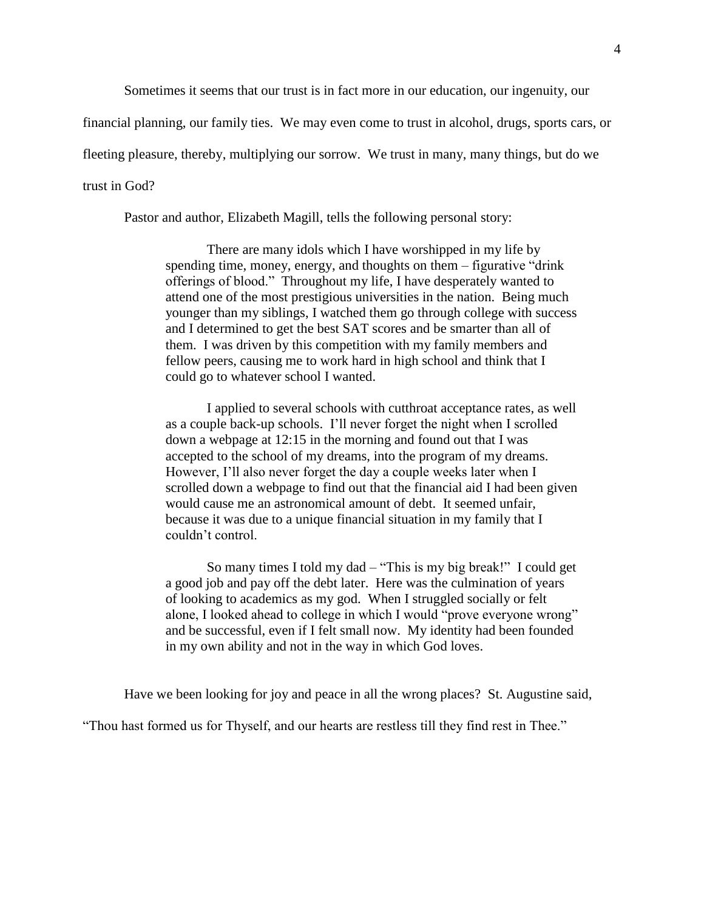Sometimes it seems that our trust is in fact more in our education, our ingenuity, our financial planning, our family ties. We may even come to trust in alcohol, drugs, sports cars, or fleeting pleasure, thereby, multiplying our sorrow. We trust in many, many things, but do we trust in God?

Pastor and author, Elizabeth Magill, tells the following personal story:

> There are many idols which I have worshipped in my life by spending time, money, energy, and thoughts on them – figurative "drink offerings of blood." Throughout my life, I have desperately wanted to attend one of the most prestigious universities in the nation. Being much younger than my siblings, I watched them go through college with success and I determined to get the best SAT scores and be smarter than all of them. I was driven by this competition with my family members and fellow peers, causing me to work hard in high school and think that I could go to whatever school I wanted.
>
> I applied to several schools with cutthroat acceptance rates, as well as a couple back-up schools. I'll never forget the night when I scrolled down a webpage at 12:15 in the morning and found out that I was accepted to the school of my dreams, into the program of my dreams. However, I'll also never forget the day a couple weeks later when I scrolled down a webpage to find out that the financial aid I had been given would cause me an astronomical amount of debt. It seemed unfair, because it was due to a unique financial situation in my family that I couldn't control.
>
> So many times I told my dad – "This is my big break!" I could get a good job and pay off the debt later. Here was the culmination of years of looking to academics as my god. When I struggled socially or felt alone, I looked ahead to college in which I would "prove everyone wrong" and be successful, even if I felt small now. My identity had been founded in my own ability and not in the way in which God loves.

Have we been looking for joy and peace in all the wrong places? St. Augustine said, "Thou hast formed us for Thyself, and our hearts are restless till they find rest in Thee."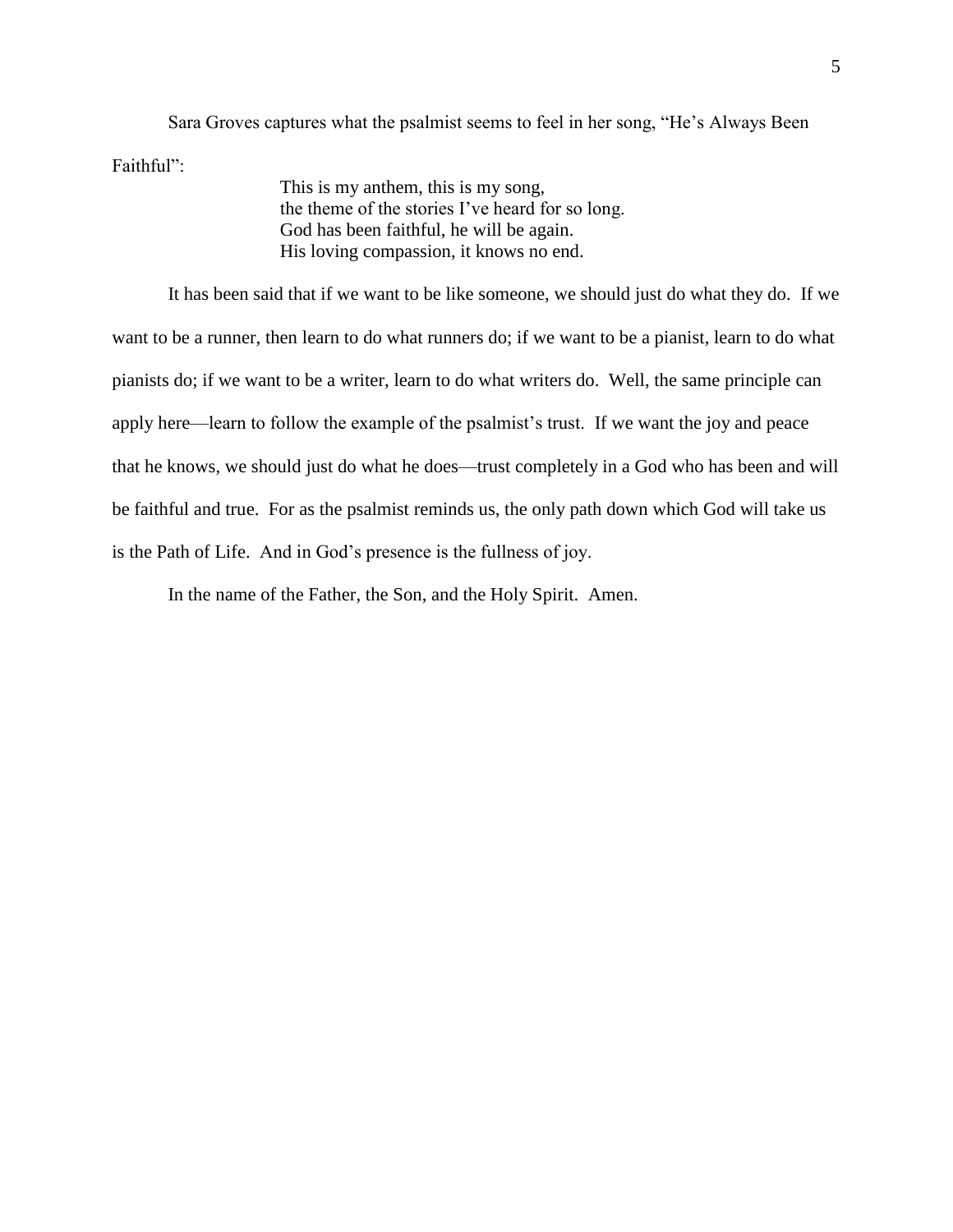Sara Groves captures what the psalmist seems to feel in her song, "He's Always Been Faithful":

> This is my anthem, this is my song,
> the theme of the stories I've heard for so long.
> God has been faithful, he will be again.
> His loving compassion, it knows no end.

It has been said that if we want to be like someone, we should just do what they do. If we want to be a runner, then learn to do what runners do; if we want to be a pianist, learn to do what pianists do; if we want to be a writer, learn to do what writers do. Well, the same principle can apply here—learn to follow the example of the psalmist's trust. If we want the joy and peace that he knows, we should just do what he does—trust completely in a God who has been and will be faithful and true. For as the psalmist reminds us, the only path down which God will take us is the Path of Life. And in God's presence is the fullness of joy.

In the name of the Father, the Son, and the Holy Spirit. Amen.